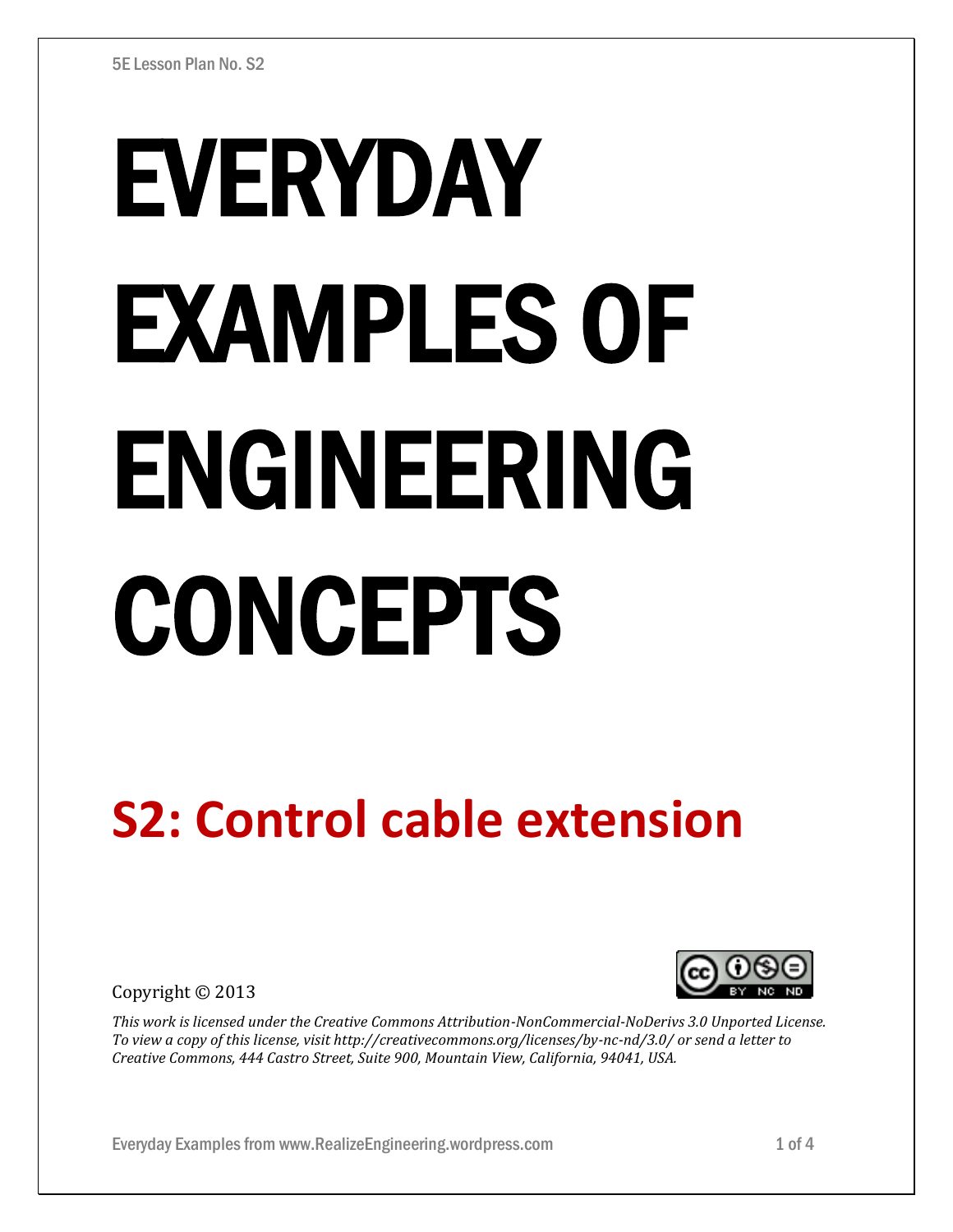5E Lesson Plan No. S2

# EVERYDAY EXAMPLES OF ENGINEERING CONCEPTS

## S2: Control cable extension

Copyright © 2013

*This work is licensed under the Creative Commons Attribution-NonCommercial-NoDerivs 3.0 Unported License. To view a copy of this license, visit http://creativecommons.org/licenses/by-nc-nd/3.0/ or send a letter to Creative Commons, 444 Castro Street, Suite 900, Mountain View, California, 94041, USA.*

Everyday Examples from www.RealizeEngineering.wordpress.com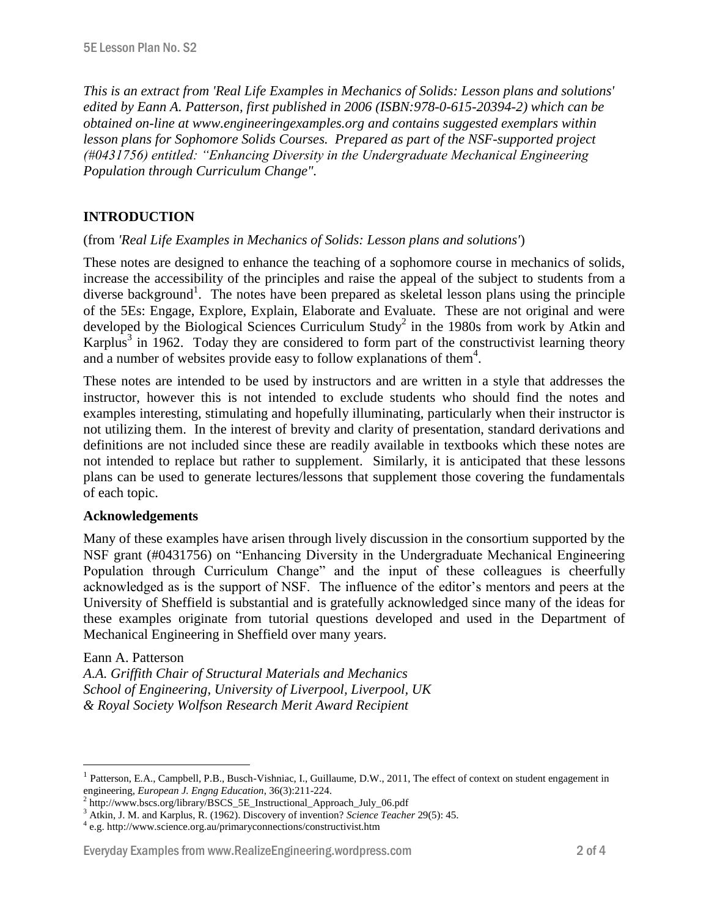*This is an extract from 'Real Life Examples in Mechanics of Solids: Lesson plans and solutions' edited by Eann A. Patterson, first published in 2006 (ISBN:978-0-615-20394-2) which can be obtained on-line at www.engineeringexamples.org and contains suggested exemplars within lesson plans for Sophomore Solids Courses. Prepared as part of the NSF-supported project (#0431756) entitled: "Enhancing Diversity in the Undergraduate Mechanical Engineering Population through Curriculum Change".*

## INTRODUCTION

(from *'Real Life Examples in Mechanics of Solids: Lesson plans and solutions'*)

These notes are designed to enhance the teaching of a sophomore course in mechanics of solids, increase the accessibility of the principles and raise the appeal of the subject to students from a diverse background[1]. The notes have been prepared as skeletal lesson plans using the principle of the 5Es: Engage, Explore, Explain, Elaborate and Evaluate. These are not original and were developed by the Biological Sciences Curriculum Study[2] in the 1980s from work by Atkin and Karplus[3] in 1962. Today they are considered to form part of the constructivist learning theory and a number of websites provide easy to follow explanations of them[4].

These notes are intended to be used by instructors and are written in a style that addresses the instructor, however this is not intended to exclude students who should find the notes and examples interesting, stimulating and hopefully illuminating, particularly when their instructor is not utilizing them. In the interest of brevity and clarity of presentation, standard derivations and definitions are not included since these are readily available in textbooks which these notes are not intended to replace but rather to supplement. Similarly, it is anticipated that these lessons plans can be used to generate lectures/lessons that supplement those covering the fundamentals of each topic.

### Acknowledgements

Many of these examples have arisen through lively discussion in the consortium supported by the NSF grant (#0431756) on "Enhancing Diversity in the Undergraduate Mechanical Engineering Population through Curriculum Change" and the input of these colleagues is cheerfully acknowledged as is the support of NSF. The influence of the editor's mentors and peers at the University of Sheffield is substantial and is gratefully acknowledged since many of the ideas for these examples originate from tutorial questions developed and used in the Department of Mechanical Engineering in Sheffield over many years.

Eann A. Patterson
*A.A. Griffith Chair of Structural Materials and Mechanics*
*School of Engineering, University of Liverpool, Liverpool, UK*
*& Royal Society Wolfson Research Merit Award Recipient*

---

[1] Patterson, E.A., Campbell, P.B., Busch-Vishniac, I., Guillaume, D.W., 2011, The effect of context on student engagement in engineering, *European J. Engng Education*, 36(3):211-224.

[2] http://www.bscs.org/library/BSCS_5E_Instructional_Approach_July_06.pdf

[3] Atkin, J. M. and Karplus, R. (1962). Discovery of invention? *Science Teacher* 29(5): 45.

[4] e.g. http://www.science.org.au/primaryconnections/constructivist.htm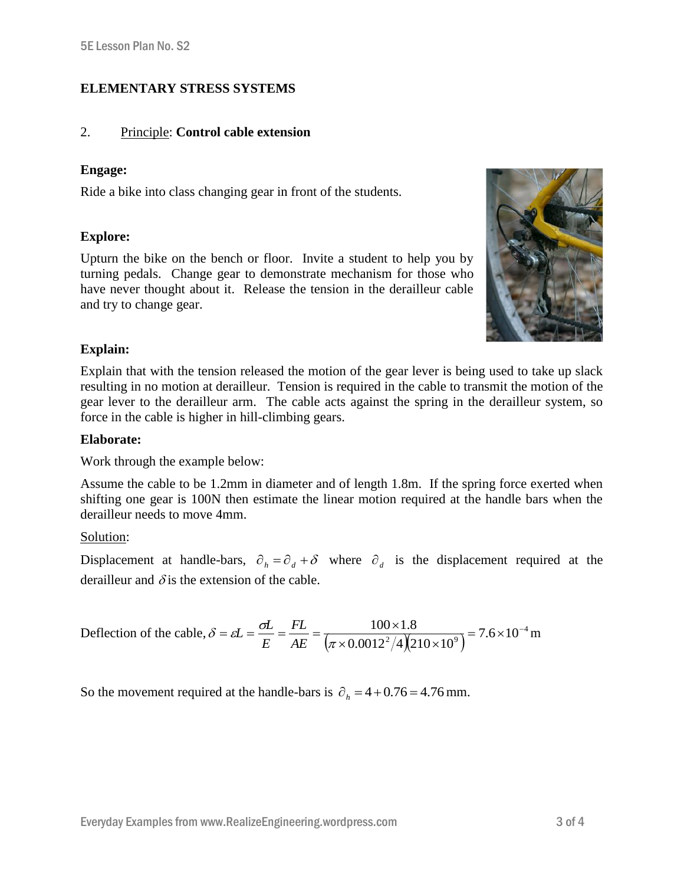## ELEMENTARY STRESS SYSTEMS

2. Principle: **Control cable extension**

**Engage:**

Ride a bike into class changing gear in front of the students.

**Explore:**

Upturn the bike on the bench or floor. Invite a student to help you by turning pedals. Change gear to demonstrate mechanism for those who have never thought about it. Release the tension in the derailleur cable and try to change gear.

**Explain:**

Explain that with the tension released the motion of the gear lever is being used to take up slack resulting in no motion at derailleur. Tension is required in the cable to transmit the motion of the gear lever to the derailleur arm. The cable acts against the spring in the derailleur system, so force in the cable is higher in hill-climbing gears.

**Elaborate:**

Work through the example below:

Assume the cable to be 1.2mm in diameter and of length 1.8m. If the spring force exerted when shifting one gear is 100N then estimate the linear motion required at the handle bars when the derailleur needs to move 4mm.

Solution:

Displacement at handle-bars, $\partial_h = \partial_d + \delta$ where $\partial_d$ is the displacement required at the derailleur and $\delta$ is the extension of the cable.

Deflection of the cable, $\delta = \varepsilon L = \dfrac{\sigma L}{E} = \dfrac{FL}{AE} = \dfrac{100 \times 1.8}{\left(\pi \times 0.0012^2/4\right)\left(210 \times 10^9\right)} = 7.6 \times 10^{-4}\,\text{m}$

So the movement required at the handle-bars is $\partial_h = 4 + 0.76 = 4.76\,\text{mm}$.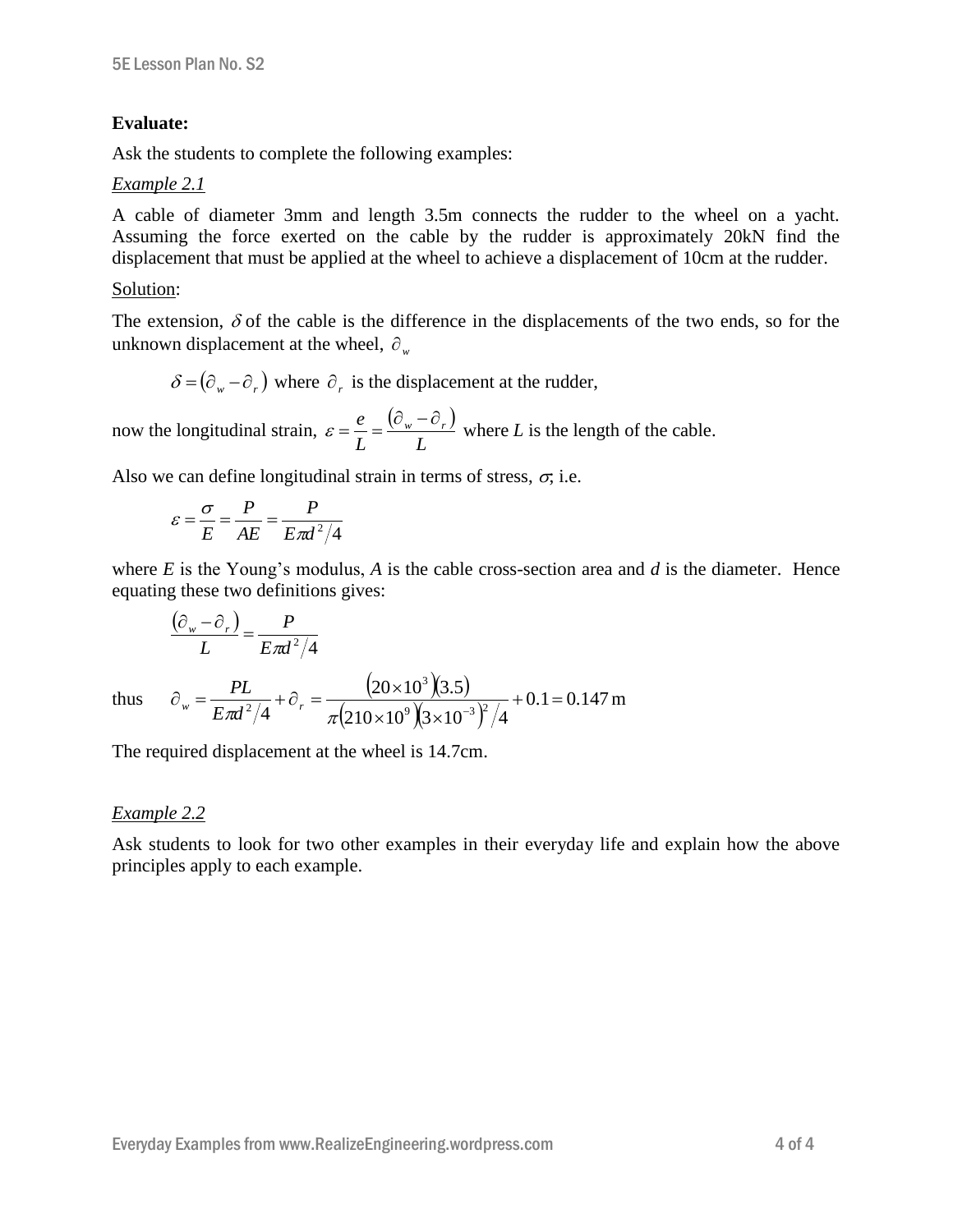**Evaluate:**

Ask the students to complete the following examples:

*Example 2.1*

A cable of diameter 3mm and length 3.5m connects the rudder to the wheel on a yacht. Assuming the force exerted on the cable by the rudder is approximately 20kN find the displacement that must be applied at the wheel to achieve a displacement of 10cm at the rudder.

Solution:

The extension, $\delta$ of the cable is the difference in the displacements of the two ends, so for the unknown displacement at the wheel, $\partial_w$

$$\delta = (\partial_w - \partial_r) \text{ where } \partial_r \text{ is the displacement at the rudder,}$$

now the longitudinal strain, $\varepsilon = \frac{e}{L} = \frac{(\partial_w - \partial_r)}{L}$ where $L$ is the length of the cable.

Also we can define longitudinal strain in terms of stress, $\sigma$; i.e.

$$\varepsilon = \frac{\sigma}{E} = \frac{P}{AE} = \frac{P}{E\pi d^2/4}$$

where $E$ is the Young's modulus, $A$ is the cable cross-section area and $d$ is the diameter. Hence equating these two definitions gives:

$$\frac{(\partial_w - \partial_r)}{L} = \frac{P}{E\pi d^2/4}$$

thus $$\partial_w = \frac{PL}{E\pi d^2/4} + \partial_r = \frac{(20\times10^3)(3.5)}{\pi(210\times10^9)(3\times10^{-3})^2/4} + 0.1 = 0.147\,\text{m}$$

The required displacement at the wheel is 14.7cm.

*Example 2.2*

Ask students to look for two other examples in their everyday life and explain how the above principles apply to each example.